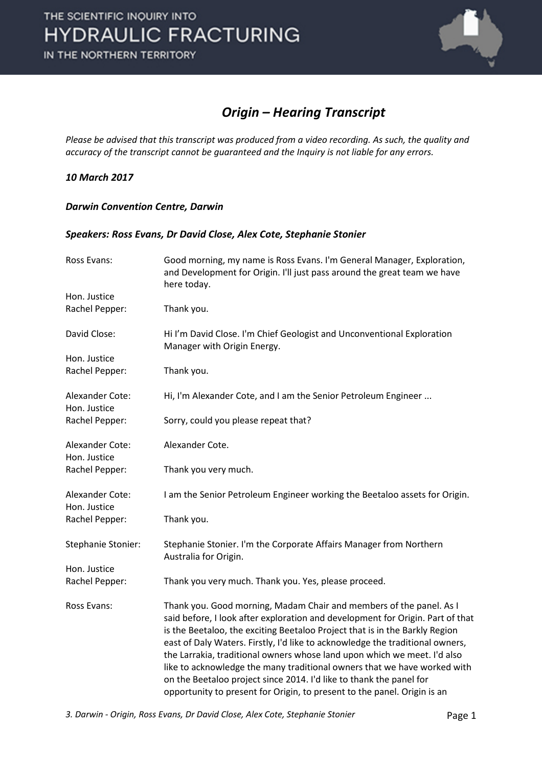# Origin – Hearing Transcript

*Please be advised that this transcript was produced from a video recording. As such, the quality and accuracy of the transcript cannot be guaranteed and the Inquiry is not liable for any errors.*

***10 March 2017***

***Darwin Convention Centre, Darwin***

***Speakers: Ross Evans, Dr David Close, Alex Cote, Stephanie Stonier***

| | |
|---|---|
| Ross Evans: | Good morning, my name is Ross Evans. I'm General Manager, Exploration, and Development for Origin. I'll just pass around the great team we have here today. |
| Hon. Justice Rachel Pepper: | Thank you. |
| David Close: | Hi I'm David Close. I'm Chief Geologist and Unconventional Exploration Manager with Origin Energy. |
| Hon. Justice Rachel Pepper: | Thank you. |
| Alexander Cote: | Hi, I'm Alexander Cote, and I am the Senior Petroleum Engineer ... |
| Hon. Justice Rachel Pepper: | Sorry, could you please repeat that? |
| Alexander Cote: | Alexander Cote. |
| Hon. Justice Rachel Pepper: | Thank you very much. |
| Alexander Cote: | I am the Senior Petroleum Engineer working the Beetaloo assets for Origin. |
| Hon. Justice Rachel Pepper: | Thank you. |
| Stephanie Stonier: | Stephanie Stonier. I'm the Corporate Affairs Manager from Northern Australia for Origin. |
| Hon. Justice Rachel Pepper: | Thank you very much. Thank you. Yes, please proceed. |
| Ross Evans: | Thank you. Good morning, Madam Chair and members of the panel. As I said before, I look after exploration and development for Origin. Part of that is the Beetaloo, the exciting Beetaloo Project that is in the Barkly Region east of Daly Waters. Firstly, I'd like to acknowledge the traditional owners, the Larrakia, traditional owners whose land upon which we meet. I'd also like to acknowledge the many traditional owners that we have worked with on the Beetaloo project since 2014. I'd like to thank the panel for opportunity to present for Origin, to present to the panel. Origin is an |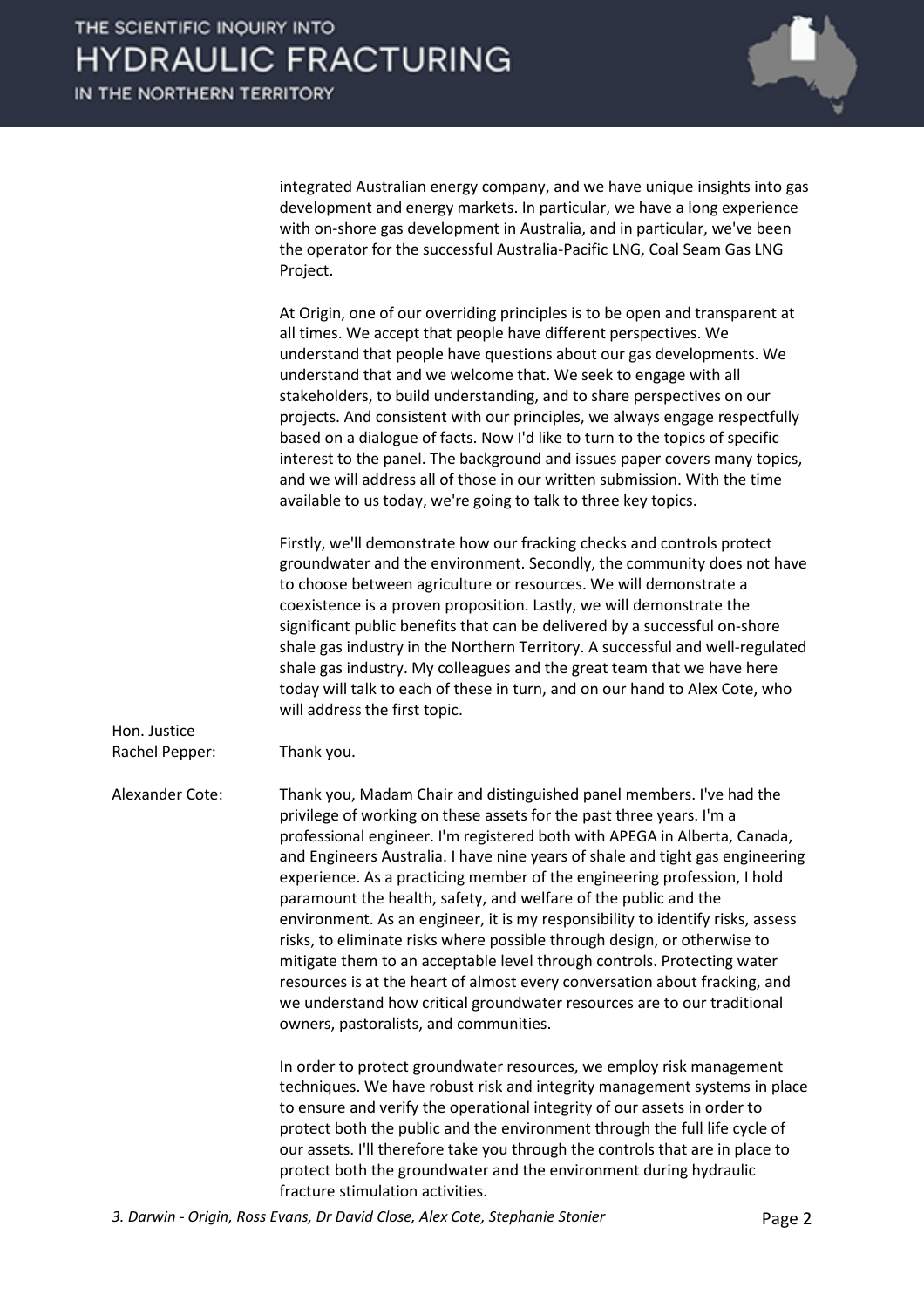integrated Australian energy company, and we have unique insights into gas development and energy markets. In particular, we have a long experience with on-shore gas development in Australia, and in particular, we've been the operator for the successful Australia-Pacific LNG, Coal Seam Gas LNG Project.

At Origin, one of our overriding principles is to be open and transparent at all times. We accept that people have different perspectives. We understand that people have questions about our gas developments. We understand that and we welcome that. We seek to engage with all stakeholders, to build understanding, and to share perspectives on our projects. And consistent with our principles, we always engage respectfully based on a dialogue of facts. Now I'd like to turn to the topics of specific interest to the panel. The background and issues paper covers many topics, and we will address all of those in our written submission. With the time available to us today, we're going to talk to three key topics.

Firstly, we'll demonstrate how our fracking checks and controls protect groundwater and the environment. Secondly, the community does not have to choose between agriculture or resources. We will demonstrate a coexistence is a proven proposition. Lastly, we will demonstrate the significant public benefits that can be delivered by a successful on-shore shale gas industry in the Northern Territory. A successful and well-regulated shale gas industry. My colleagues and the great team that we have here today will talk to each of these in turn, and on our hand to Alex Cote, who will address the first topic.

Hon. Justice Rachel Pepper: Thank you.

Alexander Cote: Thank you, Madam Chair and distinguished panel members. I've had the privilege of working on these assets for the past three years. I'm a professional engineer. I'm registered both with APEGA in Alberta, Canada, and Engineers Australia. I have nine years of shale and tight gas engineering experience. As a practicing member of the engineering profession, I hold paramount the health, safety, and welfare of the public and the environment. As an engineer, it is my responsibility to identify risks, assess risks, to eliminate risks where possible through design, or otherwise to mitigate them to an acceptable level through controls. Protecting water resources is at the heart of almost every conversation about fracking, and we understand how critical groundwater resources are to our traditional owners, pastoralists, and communities.

In order to protect groundwater resources, we employ risk management techniques. We have robust risk and integrity management systems in place to ensure and verify the operational integrity of our assets in order to protect both the public and the environment through the full life cycle of our assets. I'll therefore take you through the controls that are in place to protect both the groundwater and the environment during hydraulic fracture stimulation activities.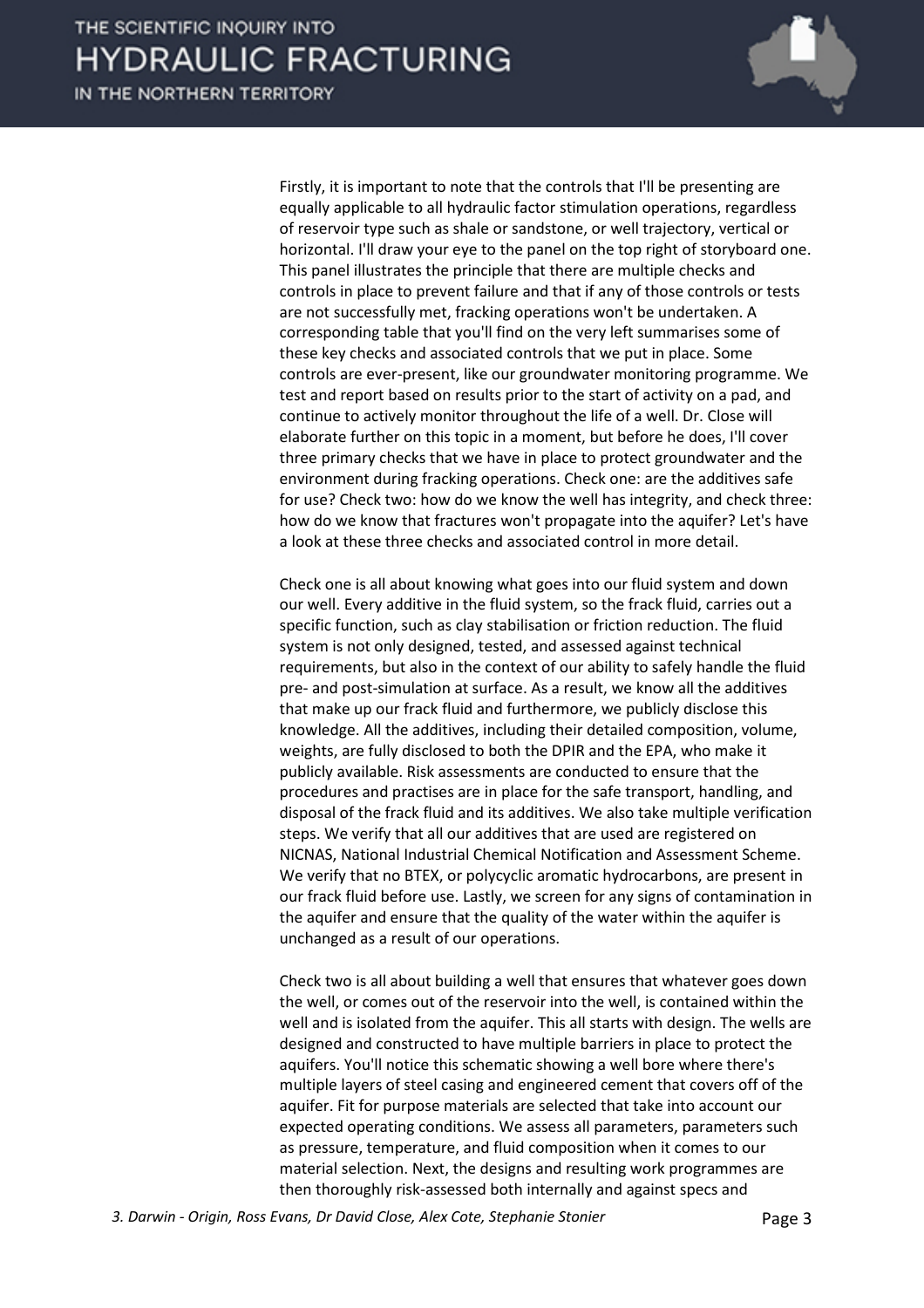Firstly, it is important to note that the controls that I'll be presenting are equally applicable to all hydraulic factor stimulation operations, regardless of reservoir type such as shale or sandstone, or well trajectory, vertical or horizontal. I'll draw your eye to the panel on the top right of storyboard one. This panel illustrates the principle that there are multiple checks and controls in place to prevent failure and that if any of those controls or tests are not successfully met, fracking operations won't be undertaken. A corresponding table that you'll find on the very left summarises some of these key checks and associated controls that we put in place. Some controls are ever-present, like our groundwater monitoring programme. We test and report based on results prior to the start of activity on a pad, and continue to actively monitor throughout the life of a well. Dr. Close will elaborate further on this topic in a moment, but before he does, I'll cover three primary checks that we have in place to protect groundwater and the environment during fracking operations. Check one: are the additives safe for use? Check two: how do we know the well has integrity, and check three: how do we know that fractures won't propagate into the aquifer? Let's have a look at these three checks and associated control in more detail.

Check one is all about knowing what goes into our fluid system and down our well. Every additive in the fluid system, so the frack fluid, carries out a specific function, such as clay stabilisation or friction reduction. The fluid system is not only designed, tested, and assessed against technical requirements, but also in the context of our ability to safely handle the fluid pre- and post-simulation at surface. As a result, we know all the additives that make up our frack fluid and furthermore, we publicly disclose this knowledge. All the additives, including their detailed composition, volume, weights, are fully disclosed to both the DPIR and the EPA, who make it publicly available. Risk assessments are conducted to ensure that the procedures and practises are in place for the safe transport, handling, and disposal of the frack fluid and its additives. We also take multiple verification steps. We verify that all our additives that are used are registered on NICNAS, National Industrial Chemical Notification and Assessment Scheme. We verify that no BTEX, or polycyclic aromatic hydrocarbons, are present in our frack fluid before use. Lastly, we screen for any signs of contamination in the aquifer and ensure that the quality of the water within the aquifer is unchanged as a result of our operations.

Check two is all about building a well that ensures that whatever goes down the well, or comes out of the reservoir into the well, is contained within the well and is isolated from the aquifer. This all starts with design. The wells are designed and constructed to have multiple barriers in place to protect the aquifers. You'll notice this schematic showing a well bore where there's multiple layers of steel casing and engineered cement that covers off of the aquifer. Fit for purpose materials are selected that take into account our expected operating conditions. We assess all parameters, parameters such as pressure, temperature, and fluid composition when it comes to our material selection. Next, the designs and resulting work programmes are then thoroughly risk-assessed both internally and against specs and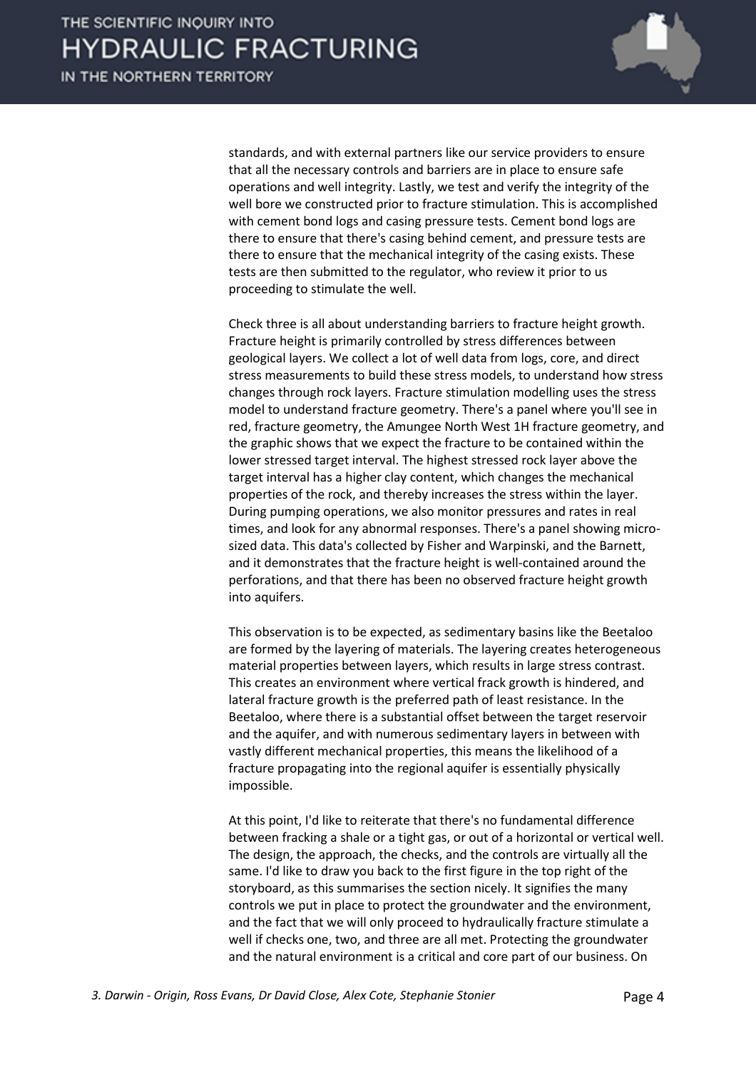standards, and with external partners like our service providers to ensure that all the necessary controls and barriers are in place to ensure safe operations and well integrity. Lastly, we test and verify the integrity of the well bore we constructed prior to fracture stimulation. This is accomplished with cement bond logs and casing pressure tests. Cement bond logs are there to ensure that there's casing behind cement, and pressure tests are there to ensure that the mechanical integrity of the casing exists. These tests are then submitted to the regulator, who review it prior to us proceeding to stimulate the well.

Check three is all about understanding barriers to fracture height growth. Fracture height is primarily controlled by stress differences between geological layers. We collect a lot of well data from logs, core, and direct stress measurements to build these stress models, to understand how stress changes through rock layers. Fracture stimulation modelling uses the stress model to understand fracture geometry. There's a panel where you'll see in red, fracture geometry, the Amungee North West 1H fracture geometry, and the graphic shows that we expect the fracture to be contained within the lower stressed target interval. The highest stressed rock layer above the target interval has a higher clay content, which changes the mechanical properties of the rock, and thereby increases the stress within the layer. During pumping operations, we also monitor pressures and rates in real times, and look for any abnormal responses. There's a panel showing micro-sized data. This data's collected by Fisher and Warpinski, and the Barnett, and it demonstrates that the fracture height is well-contained around the perforations, and that there has been no observed fracture height growth into aquifers.

This observation is to be expected, as sedimentary basins like the Beetaloo are formed by the layering of materials. The layering creates heterogeneous material properties between layers, which results in large stress contrast. This creates an environment where vertical frack growth is hindered, and lateral fracture growth is the preferred path of least resistance. In the Beetaloo, where there is a substantial offset between the target reservoir and the aquifer, and with numerous sedimentary layers in between with vastly different mechanical properties, this means the likelihood of a fracture propagating into the regional aquifer is essentially physically impossible.

At this point, I'd like to reiterate that there's no fundamental difference between fracking a shale or a tight gas, or out of a horizontal or vertical well. The design, the approach, the checks, and the controls are virtually all the same. I'd like to draw you back to the first figure in the top right of the storyboard, as this summarises the section nicely. It signifies the many controls we put in place to protect the groundwater and the environment, and the fact that we will only proceed to hydraulically fracture stimulate a well if checks one, two, and three are all met. Protecting the groundwater and the natural environment is a critical and core part of our business. On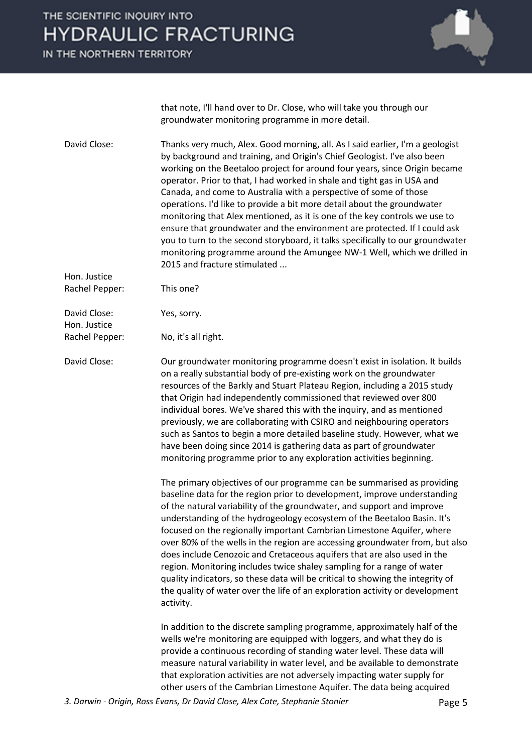that note, I'll hand over to Dr. Close, who will take you through our groundwater monitoring programme in more detail.

David Close: Thanks very much, Alex. Good morning, all. As I said earlier, I'm a geologist by background and training, and Origin's Chief Geologist. I've also been working on the Beetaloo project for around four years, since Origin became operator. Prior to that, I had worked in shale and tight gas in USA and Canada, and come to Australia with a perspective of some of those operations. I'd like to provide a bit more detail about the groundwater monitoring that Alex mentioned, as it is one of the key controls we use to ensure that groundwater and the environment are protected. If I could ask you to turn to the second storyboard, it talks specifically to our groundwater monitoring programme around the Amungee NW-1 Well, which we drilled in 2015 and fracture stimulated ...

Hon. Justice Rachel Pepper: This one?

David Close: Yes, sorry.

Hon. Justice Rachel Pepper: No, it's all right.

David Close: Our groundwater monitoring programme doesn't exist in isolation. It builds on a really substantial body of pre-existing work on the groundwater resources of the Barkly and Stuart Plateau Region, including a 2015 study that Origin had independently commissioned that reviewed over 800 individual bores. We've shared this with the inquiry, and as mentioned previously, we are collaborating with CSIRO and neighbouring operators such as Santos to begin a more detailed baseline study. However, what we have been doing since 2014 is gathering data as part of groundwater monitoring programme prior to any exploration activities beginning.

The primary objectives of our programme can be summarised as providing baseline data for the region prior to development, improve understanding of the natural variability of the groundwater, and support and improve understanding of the hydrogeology ecosystem of the Beetaloo Basin. It's focused on the regionally important Cambrian Limestone Aquifer, where over 80% of the wells in the region are accessing groundwater from, but also does include Cenozoic and Cretaceous aquifers that are also used in the region. Monitoring includes twice shaley sampling for a range of water quality indicators, so these data will be critical to showing the integrity of the quality of water over the life of an exploration activity or development activity.

In addition to the discrete sampling programme, approximately half of the wells we're monitoring are equipped with loggers, and what they do is provide a continuous recording of standing water level. These data will measure natural variability in water level, and be available to demonstrate that exploration activities are not adversely impacting water supply for other users of the Cambrian Limestone Aquifer. The data being acquired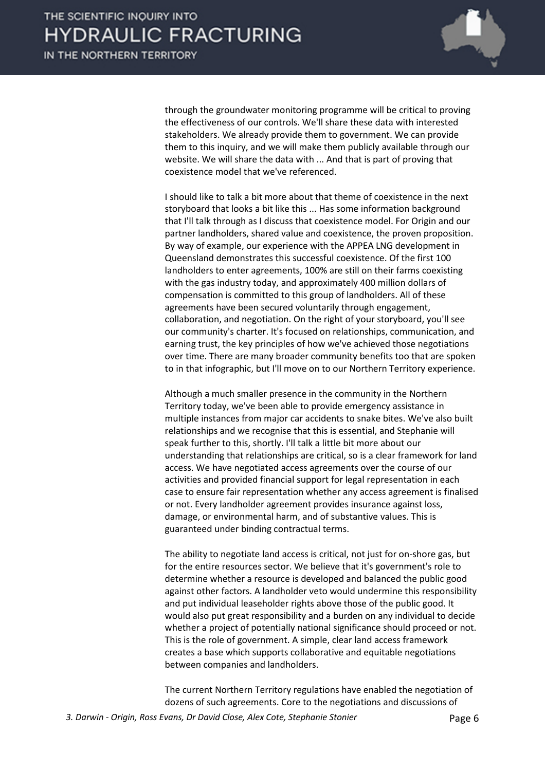through the groundwater monitoring programme will be critical to proving the effectiveness of our controls. We'll share these data with interested stakeholders. We already provide them to government. We can provide them to this inquiry, and we will make them publicly available through our website. We will share the data with ... And that is part of proving that coexistence model that we've referenced.

I should like to talk a bit more about that theme of coexistence in the next storyboard that looks a bit like this ... Has some information background that I'll talk through as I discuss that coexistence model. For Origin and our partner landholders, shared value and coexistence, the proven proposition. By way of example, our experience with the APPEA LNG development in Queensland demonstrates this successful coexistence. Of the first 100 landholders to enter agreements, 100% are still on their farms coexisting with the gas industry today, and approximately 400 million dollars of compensation is committed to this group of landholders. All of these agreements have been secured voluntarily through engagement, collaboration, and negotiation. On the right of your storyboard, you'll see our community's charter. It's focused on relationships, communication, and earning trust, the key principles of how we've achieved those negotiations over time. There are many broader community benefits too that are spoken to in that infographic, but I'll move on to our Northern Territory experience.

Although a much smaller presence in the community in the Northern Territory today, we've been able to provide emergency assistance in multiple instances from major car accidents to snake bites. We've also built relationships and we recognise that this is essential, and Stephanie will speak further to this, shortly. I'll talk a little bit more about our understanding that relationships are critical, so is a clear framework for land access. We have negotiated access agreements over the course of our activities and provided financial support for legal representation in each case to ensure fair representation whether any access agreement is finalised or not. Every landholder agreement provides insurance against loss, damage, or environmental harm, and of substantive values. This is guaranteed under binding contractual terms.

The ability to negotiate land access is critical, not just for on-shore gas, but for the entire resources sector. We believe that it's government's role to determine whether a resource is developed and balanced the public good against other factors. A landholder veto would undermine this responsibility and put individual leaseholder rights above those of the public good. It would also put great responsibility and a burden on any individual to decide whether a project of potentially national significance should proceed or not. This is the role of government. A simple, clear land access framework creates a base which supports collaborative and equitable negotiations between companies and landholders.

The current Northern Territory regulations have enabled the negotiation of dozens of such agreements. Core to the negotiations and discussions of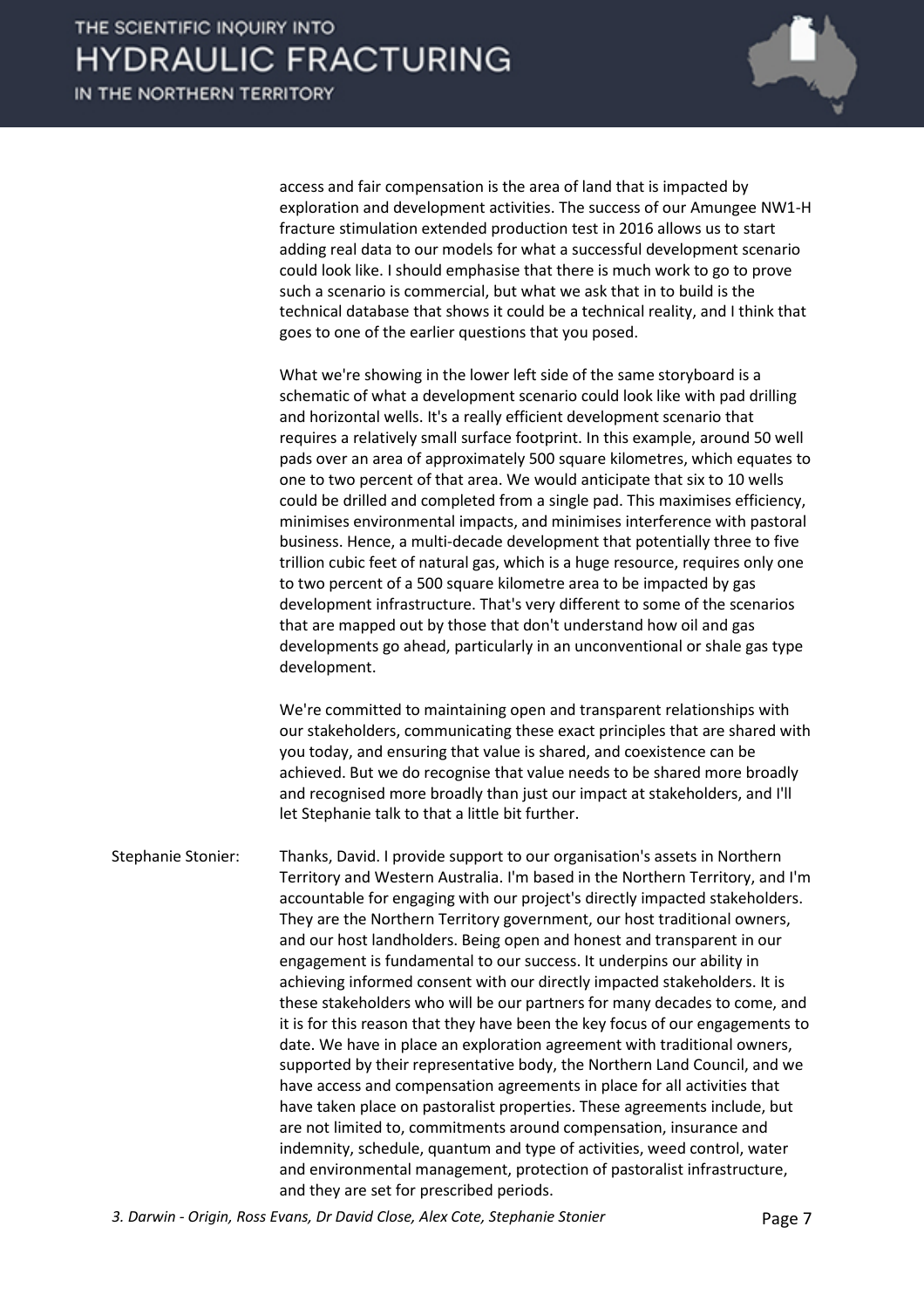access and fair compensation is the area of land that is impacted by exploration and development activities. The success of our Amungee NW1-H fracture stimulation extended production test in 2016 allows us to start adding real data to our models for what a successful development scenario could look like. I should emphasise that there is much work to go to prove such a scenario is commercial, but what we ask that in to build is the technical database that shows it could be a technical reality, and I think that goes to one of the earlier questions that you posed.

What we're showing in the lower left side of the same storyboard is a schematic of what a development scenario could look like with pad drilling and horizontal wells. It's a really efficient development scenario that requires a relatively small surface footprint. In this example, around 50 well pads over an area of approximately 500 square kilometres, which equates to one to two percent of that area. We would anticipate that six to 10 wells could be drilled and completed from a single pad. This maximises efficiency, minimises environmental impacts, and minimises interference with pastoral business. Hence, a multi-decade development that potentially three to five trillion cubic feet of natural gas, which is a huge resource, requires only one to two percent of a 500 square kilometre area to be impacted by gas development infrastructure. That's very different to some of the scenarios that are mapped out by those that don't understand how oil and gas developments go ahead, particularly in an unconventional or shale gas type development.

We're committed to maintaining open and transparent relationships with our stakeholders, communicating these exact principles that are shared with you today, and ensuring that value is shared, and coexistence can be achieved. But we do recognise that value needs to be shared more broadly and recognised more broadly than just our impact at stakeholders, and I'll let Stephanie talk to that a little bit further.

Stephanie Stonier: Thanks, David. I provide support to our organisation's assets in Northern Territory and Western Australia. I'm based in the Northern Territory, and I'm accountable for engaging with our project's directly impacted stakeholders. They are the Northern Territory government, our host traditional owners, and our host landholders. Being open and honest and transparent in our engagement is fundamental to our success. It underpins our ability in achieving informed consent with our directly impacted stakeholders. It is these stakeholders who will be our partners for many decades to come, and it is for this reason that they have been the key focus of our engagements to date. We have in place an exploration agreement with traditional owners, supported by their representative body, the Northern Land Council, and we have access and compensation agreements in place for all activities that have taken place on pastoralist properties. These agreements include, but are not limited to, commitments around compensation, insurance and indemnity, schedule, quantum and type of activities, weed control, water and environmental management, protection of pastoralist infrastructure, and they are set for prescribed periods.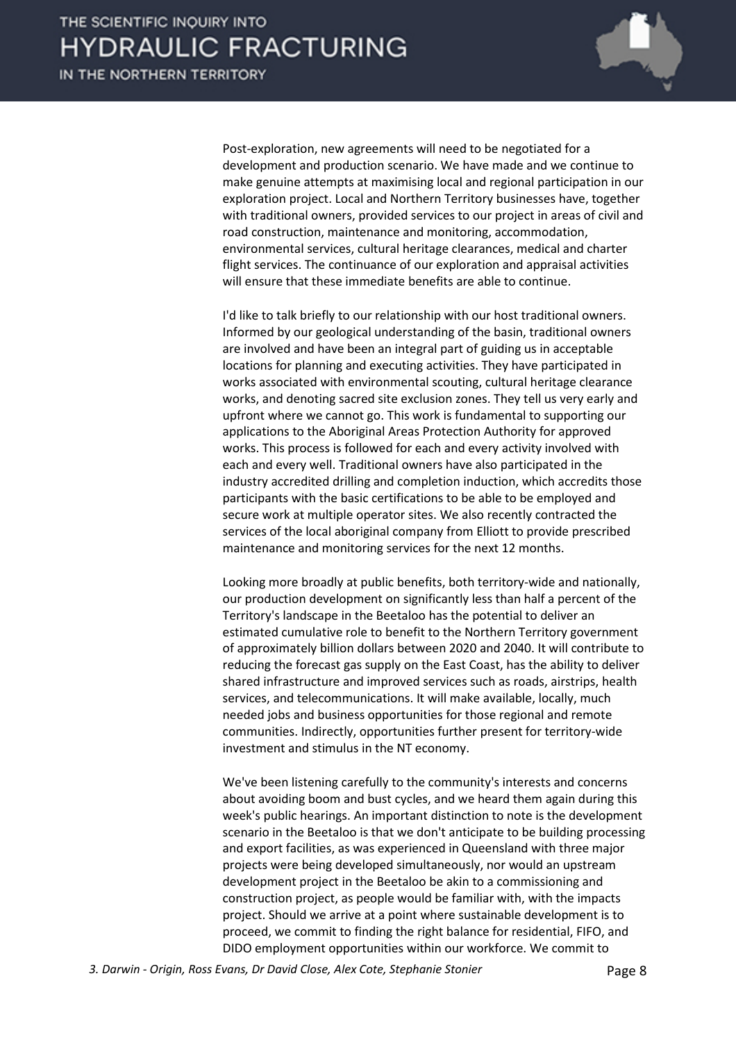Post-exploration, new agreements will need to be negotiated for a development and production scenario. We have made and we continue to make genuine attempts at maximising local and regional participation in our exploration project. Local and Northern Territory businesses have, together with traditional owners, provided services to our project in areas of civil and road construction, maintenance and monitoring, accommodation, environmental services, cultural heritage clearances, medical and charter flight services. The continuance of our exploration and appraisal activities will ensure that these immediate benefits are able to continue.

I'd like to talk briefly to our relationship with our host traditional owners. Informed by our geological understanding of the basin, traditional owners are involved and have been an integral part of guiding us in acceptable locations for planning and executing activities. They have participated in works associated with environmental scouting, cultural heritage clearance works, and denoting sacred site exclusion zones. They tell us very early and upfront where we cannot go. This work is fundamental to supporting our applications to the Aboriginal Areas Protection Authority for approved works. This process is followed for each and every activity involved with each and every well. Traditional owners have also participated in the industry accredited drilling and completion induction, which accredits those participants with the basic certifications to be able to be employed and secure work at multiple operator sites. We also recently contracted the services of the local aboriginal company from Elliott to provide prescribed maintenance and monitoring services for the next 12 months.

Looking more broadly at public benefits, both territory-wide and nationally, our production development on significantly less than half a percent of the Territory's landscape in the Beetaloo has the potential to deliver an estimated cumulative role to benefit to the Northern Territory government of approximately billion dollars between 2020 and 2040. It will contribute to reducing the forecast gas supply on the East Coast, has the ability to deliver shared infrastructure and improved services such as roads, airstrips, health services, and telecommunications. It will make available, locally, much needed jobs and business opportunities for those regional and remote communities. Indirectly, opportunities further present for territory-wide investment and stimulus in the NT economy.

We've been listening carefully to the community's interests and concerns about avoiding boom and bust cycles, and we heard them again during this week's public hearings. An important distinction to note is the development scenario in the Beetaloo is that we don't anticipate to be building processing and export facilities, as was experienced in Queensland with three major projects were being developed simultaneously, nor would an upstream development project in the Beetaloo be akin to a commissioning and construction project, as people would be familiar with, with the impacts project. Should we arrive at a point where sustainable development is to proceed, we commit to finding the right balance for residential, FIFO, and DIDO employment opportunities within our workforce. We commit to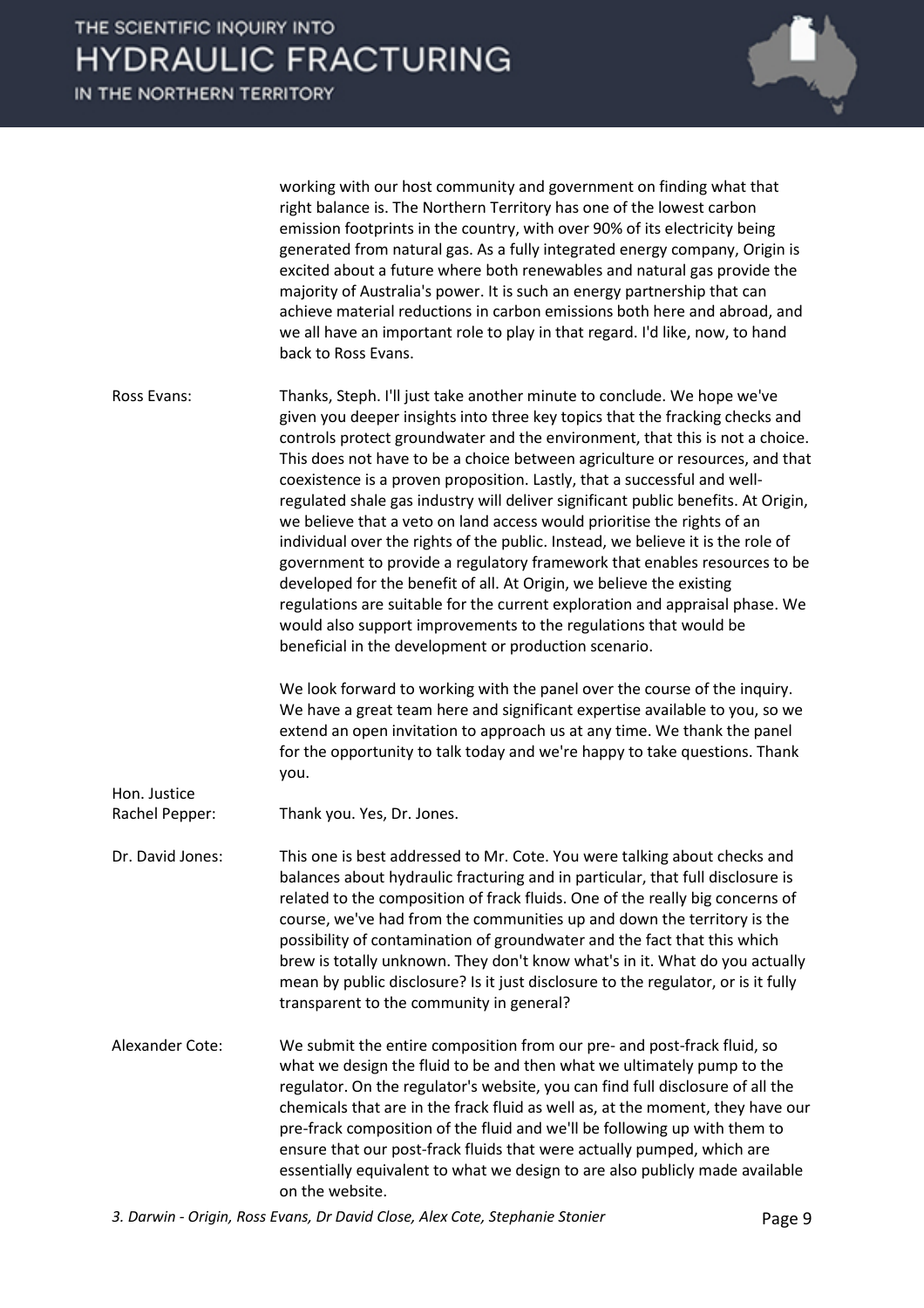working with our host community and government on finding what that right balance is. The Northern Territory has one of the lowest carbon emission footprints in the country, with over 90% of its electricity being generated from natural gas. As a fully integrated energy company, Origin is excited about a future where both renewables and natural gas provide the majority of Australia's power. It is such an energy partnership that can achieve material reductions in carbon emissions both here and abroad, and we all have an important role to play in that regard. I'd like, now, to hand back to Ross Evans.

**Ross Evans:** Thanks, Steph. I'll just take another minute to conclude. We hope we've given you deeper insights into three key topics that the fracking checks and controls protect groundwater and the environment, that this is not a choice. This does not have to be a choice between agriculture or resources, and that coexistence is a proven proposition. Lastly, that a successful and well-regulated shale gas industry will deliver significant public benefits. At Origin, we believe that a veto on land access would prioritise the rights of an individual over the rights of the public. Instead, we believe it is the role of government to provide a regulatory framework that enables resources to be developed for the benefit of all. At Origin, we believe the existing regulations are suitable for the current exploration and appraisal phase. We would also support improvements to the regulations that would be beneficial in the development or production scenario.

We look forward to working with the panel over the course of the inquiry. We have a great team here and significant expertise available to you, so we extend an open invitation to approach us at any time. We thank the panel for the opportunity to talk today and we're happy to take questions. Thank you.

**Hon. Justice Rachel Pepper:** Thank you. Yes, Dr. Jones.

**Dr. David Jones:** This one is best addressed to Mr. Cote. You were talking about checks and balances about hydraulic fracturing and in particular, that full disclosure is related to the composition of frack fluids. One of the really big concerns of course, we've had from the communities up and down the territory is the possibility of contamination of groundwater and the fact that this which brew is totally unknown. They don't know what's in it. What do you actually mean by public disclosure? Is it just disclosure to the regulator, or is it fully transparent to the community in general?

**Alexander Cote:** We submit the entire composition from our pre- and post-frack fluid, so what we design the fluid to be and then what we ultimately pump to the regulator. On the regulator's website, you can find full disclosure of all the chemicals that are in the frack fluid as well as, at the moment, they have our pre-frack composition of the fluid and we'll be following up with them to ensure that our post-frack fluids that were actually pumped, which are essentially equivalent to what we design to are also publicly made available on the website.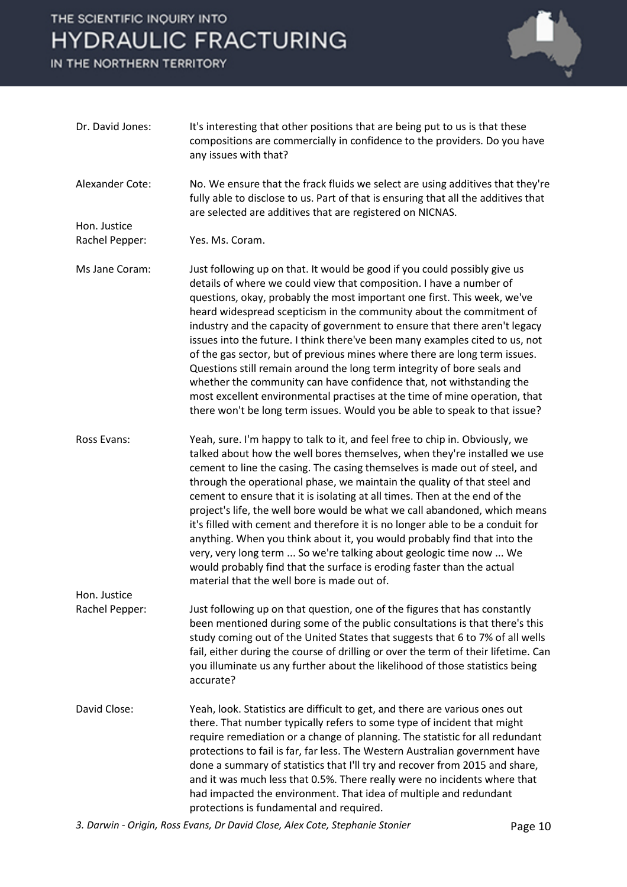**Dr. David Jones:** It's interesting that other positions that are being put to us is that these compositions are commercially in confidence to the providers. Do you have any issues with that?

**Alexander Cote:** No. We ensure that the frack fluids we select are using additives that they're fully able to disclose to us. Part of that is ensuring that all the additives that are selected are additives that are registered on NICNAS.

**Hon. Justice Rachel Pepper:** Yes. Ms. Coram.

**Ms Jane Coram:** Just following up on that. It would be good if you could possibly give us details of where we could view that composition. I have a number of questions, okay, probably the most important one first. This week, we've heard widespread scepticism in the community about the commitment of industry and the capacity of government to ensure that there aren't legacy issues into the future. I think there've been many examples cited to us, not of the gas sector, but of previous mines where there are long term issues. Questions still remain around the long term integrity of bore seals and whether the community can have confidence that, not withstanding the most excellent environmental practises at the time of mine operation, that there won't be long term issues. Would you be able to speak to that issue?

**Ross Evans:** Yeah, sure. I'm happy to talk to it, and feel free to chip in. Obviously, we talked about how the well bores themselves, when they're installed we use cement to line the casing. The casing themselves is made out of steel, and through the operational phase, we maintain the quality of that steel and cement to ensure that it is isolating at all times. Then at the end of the project's life, the well bore would be what we call abandoned, which means it's filled with cement and therefore it is no longer able to be a conduit for anything. When you think about it, you would probably find that into the very, very long term ... So we're talking about geologic time now ... We would probably find that the surface is eroding faster than the actual material that the well bore is made out of.

**Hon. Justice Rachel Pepper:** Just following up on that question, one of the figures that has constantly been mentioned during some of the public consultations is that there's this study coming out of the United States that suggests that 6 to 7% of all wells fail, either during the course of drilling or over the term of their lifetime. Can you illuminate us any further about the likelihood of those statistics being accurate?

**David Close:** Yeah, look. Statistics are difficult to get, and there are various ones out there. That number typically refers to some type of incident that might require remediation or a change of planning. The statistic for all redundant protections to fail is far, far less. The Western Australian government have done a summary of statistics that I'll try and recover from 2015 and share, and it was much less that 0.5%. There really were no incidents where that had impacted the environment. That idea of multiple and redundant protections is fundamental and required.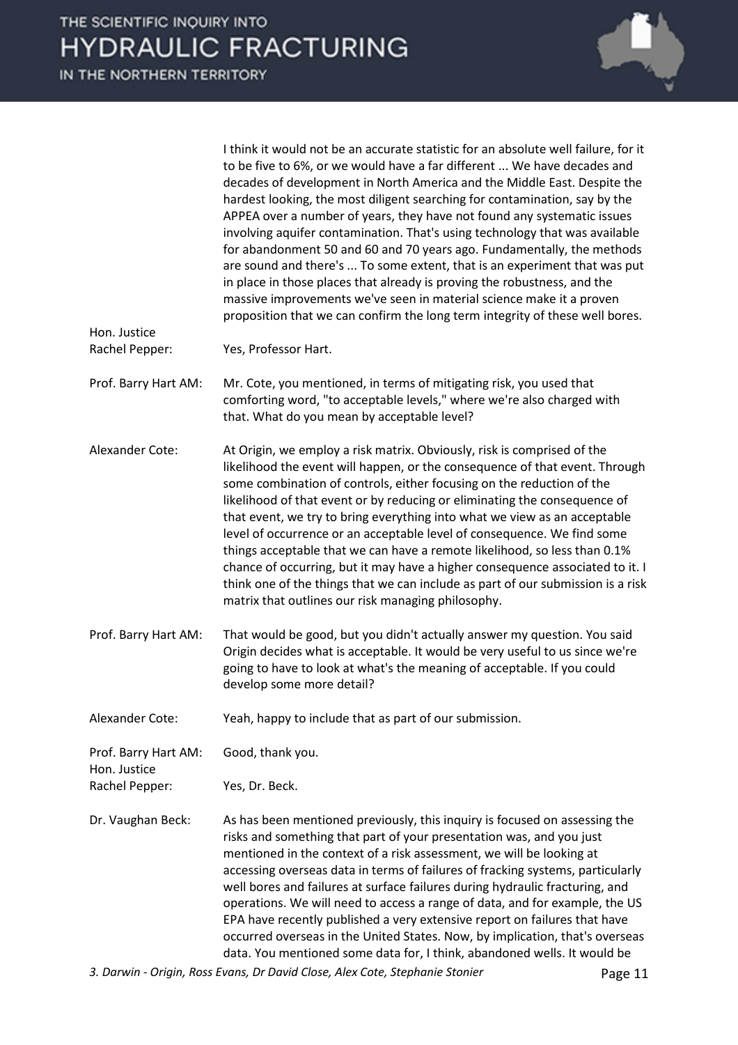I think it would not be an accurate statistic for an absolute well failure, for it to be five to 6%, or we would have a far different ... We have decades and decades of development in North America and the Middle East. Despite the hardest looking, the most diligent searching for contamination, say by the APPEA over a number of years, they have not found any systematic issues involving aquifer contamination. That's using technology that was available for abandonment 50 and 60 and 70 years ago. Fundamentally, the methods are sound and there's ... To some extent, that is an experiment that was put in place in those places that already is proving the robustness, and the massive improvements we've seen in material science make it a proven proposition that we can confirm the long term integrity of these well bores.

**Hon. Justice Rachel Pepper:** Yes, Professor Hart.

**Prof. Barry Hart AM:** Mr. Cote, you mentioned, in terms of mitigating risk, you used that comforting word, "to acceptable levels," where we're also charged with that. What do you mean by acceptable level?

**Alexander Cote:** At Origin, we employ a risk matrix. Obviously, risk is comprised of the likelihood the event will happen, or the consequence of that event. Through some combination of controls, either focusing on the reduction of the likelihood of that event or by reducing or eliminating the consequence of that event, we try to bring everything into what we view as an acceptable level of occurrence or an acceptable level of consequence. We find some things acceptable that we can have a remote likelihood, so less than 0.1% chance of occurring, but it may have a higher consequence associated to it. I think one of the things that we can include as part of our submission is a risk matrix that outlines our risk managing philosophy.

**Prof. Barry Hart AM:** That would be good, but you didn't actually answer my question. You said Origin decides what is acceptable. It would be very useful to us since we're going to have to look at what's the meaning of acceptable. If you could develop some more detail?

**Alexander Cote:** Yeah, happy to include that as part of our submission.

**Prof. Barry Hart AM:** Good, thank you.

**Hon. Justice Rachel Pepper:** Yes, Dr. Beck.

**Dr. Vaughan Beck:** As has been mentioned previously, this inquiry is focused on assessing the risks and something that part of your presentation was, and you just mentioned in the context of a risk assessment, we will be looking at accessing overseas data in terms of failures of fracking systems, particularly well bores and failures at surface failures during hydraulic fracturing, and operations. We will need to access a range of data, and for example, the US EPA have recently published a very extensive report on failures that have occurred overseas in the United States. Now, by implication, that's overseas data. You mentioned some data for, I think, abandoned wells. It would be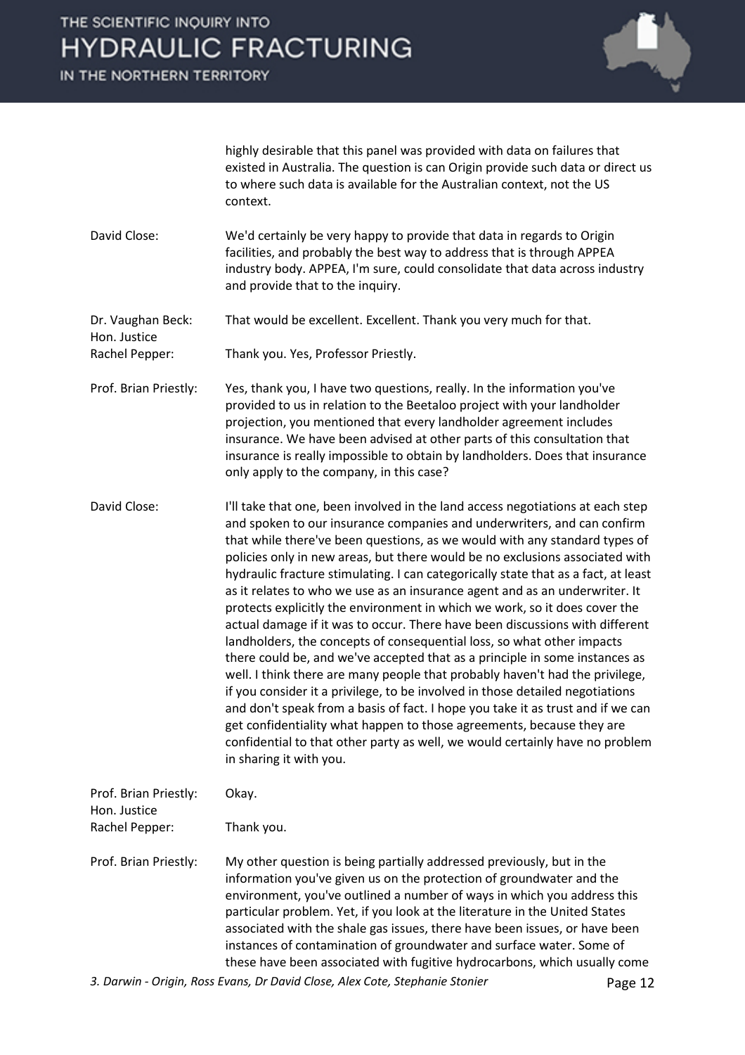highly desirable that this panel was provided with data on failures that existed in Australia. The question is can Origin provide such data or direct us to where such data is available for the Australian context, not the US context.

David Close: We'd certainly be very happy to provide that data in regards to Origin facilities, and probably the best way to address that is through APPEA industry body. APPEA, I'm sure, could consolidate that data across industry and provide that to the inquiry.

Dr. Vaughan Beck: That would be excellent. Excellent. Thank you very much for that.

Hon. Justice Rachel Pepper: Thank you. Yes, Professor Priestly.

Prof. Brian Priestly: Yes, thank you, I have two questions, really. In the information you've provided to us in relation to the Beetaloo project with your landholder projection, you mentioned that every landholder agreement includes insurance. We have been advised at other parts of this consultation that insurance is really impossible to obtain by landholders. Does that insurance only apply to the company, in this case?

David Close: I'll take that one, been involved in the land access negotiations at each step and spoken to our insurance companies and underwriters, and can confirm that while there've been questions, as we would with any standard types of policies only in new areas, but there would be no exclusions associated with hydraulic fracture stimulating. I can categorically state that as a fact, at least as it relates to who we use as an insurance agent and as an underwriter. It protects explicitly the environment in which we work, so it does cover the actual damage if it was to occur. There have been discussions with different landholders, the concepts of consequential loss, so what other impacts there could be, and we've accepted that as a principle in some instances as well. I think there are many people that probably haven't had the privilege, if you consider it a privilege, to be involved in those detailed negotiations and don't speak from a basis of fact. I hope you take it as trust and if we can get confidentiality what happen to those agreements, because they are confidential to that other party as well, we would certainly have no problem in sharing it with you.

Prof. Brian Priestly: Okay.

Hon. Justice Rachel Pepper: Thank you.

Prof. Brian Priestly: My other question is being partially addressed previously, but in the information you've given us on the protection of groundwater and the environment, you've outlined a number of ways in which you address this particular problem. Yet, if you look at the literature in the United States associated with the shale gas issues, there have been issues, or have been instances of contamination of groundwater and surface water. Some of these have been associated with fugitive hydrocarbons, which usually come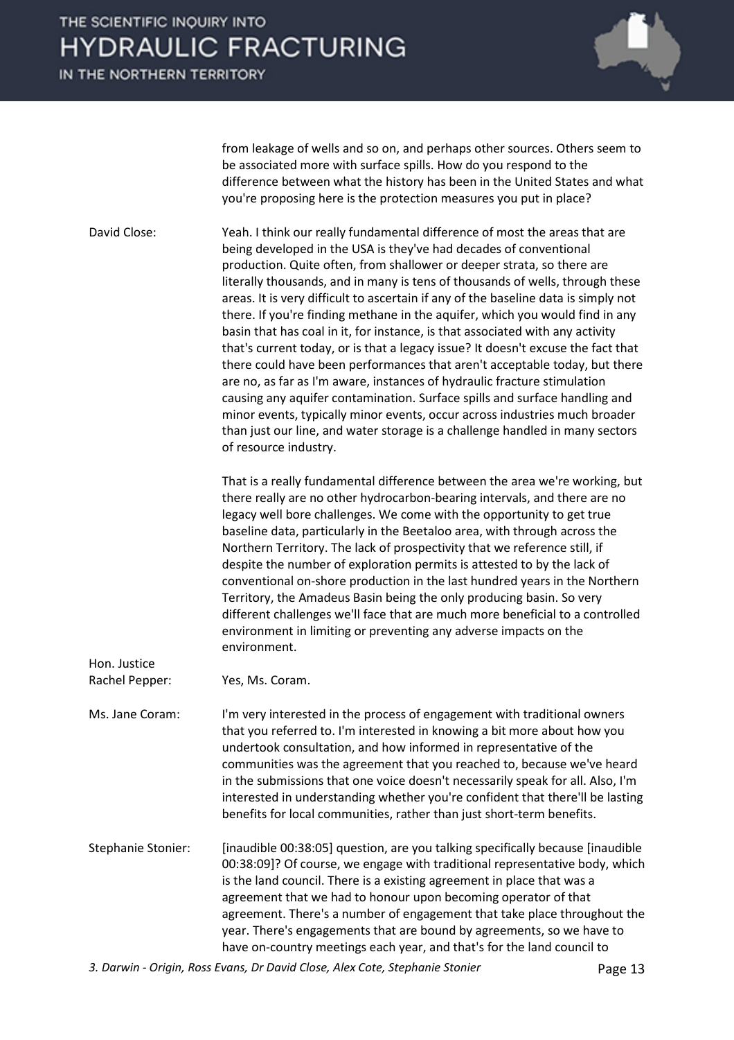from leakage of wells and so on, and perhaps other sources. Others seem to be associated more with surface spills. How do you respond to the difference between what the history has been in the United States and what you're proposing here is the protection measures you put in place?

David Close: Yeah. I think our really fundamental difference of most the areas that are being developed in the USA is they've had decades of conventional production. Quite often, from shallower or deeper strata, so there are literally thousands, and in many is tens of thousands of wells, through these areas. It is very difficult to ascertain if any of the baseline data is simply not there. If you're finding methane in the aquifer, which you would find in any basin that has coal in it, for instance, is that associated with any activity that's current today, or is that a legacy issue? It doesn't excuse the fact that there could have been performances that aren't acceptable today, but there are no, as far as I'm aware, instances of hydraulic fracture stimulation causing any aquifer contamination. Surface spills and surface handling and minor events, typically minor events, occur across industries much broader than just our line, and water storage is a challenge handled in many sectors of resource industry.

That is a really fundamental difference between the area we're working, but there really are no other hydrocarbon-bearing intervals, and there are no legacy well bore challenges. We come with the opportunity to get true baseline data, particularly in the Beetaloo area, with through across the Northern Territory. The lack of prospectivity that we reference still, if despite the number of exploration permits is attested to by the lack of conventional on-shore production in the last hundred years in the Northern Territory, the Amadeus Basin being the only producing basin. So very different challenges we'll face that are much more beneficial to a controlled environment in limiting or preventing any adverse impacts on the environment.

Hon. Justice Rachel Pepper: Yes, Ms. Coram.

Ms. Jane Coram: I'm very interested in the process of engagement with traditional owners that you referred to. I'm interested in knowing a bit more about how you undertook consultation, and how informed in representative of the communities was the agreement that you reached to, because we've heard in the submissions that one voice doesn't necessarily speak for all. Also, I'm interested in understanding whether you're confident that there'll be lasting benefits for local communities, rather than just short-term benefits.

Stephanie Stonier: [inaudible 00:38:05] question, are you talking specifically because [inaudible 00:38:09]? Of course, we engage with traditional representative body, which is the land council. There is a existing agreement in place that was a agreement that we had to honour upon becoming operator of that agreement. There's a number of engagement that take place throughout the year. There's engagements that are bound by agreements, so we have to have on-country meetings each year, and that's for the land council to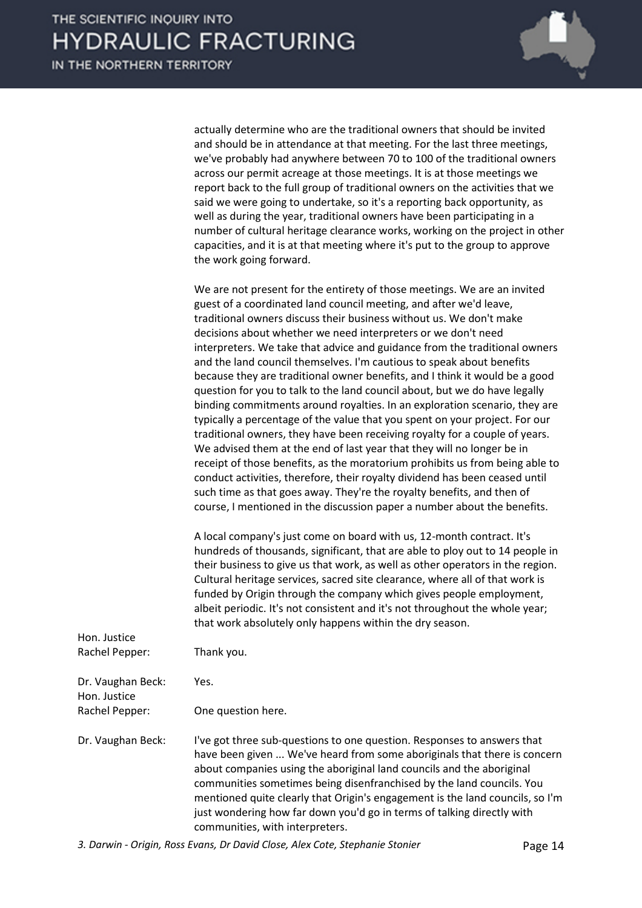actually determine who are the traditional owners that should be invited and should be in attendance at that meeting. For the last three meetings, we've probably had anywhere between 70 to 100 of the traditional owners across our permit acreage at those meetings. It is at those meetings we report back to the full group of traditional owners on the activities that we said we were going to undertake, so it's a reporting back opportunity, as well as during the year, traditional owners have been participating in a number of cultural heritage clearance works, working on the project in other capacities, and it is at that meeting where it's put to the group to approve the work going forward.

We are not present for the entirety of those meetings. We are an invited guest of a coordinated land council meeting, and after we'd leave, traditional owners discuss their business without us. We don't make decisions about whether we need interpreters or we don't need interpreters. We take that advice and guidance from the traditional owners and the land council themselves. I'm cautious to speak about benefits because they are traditional owner benefits, and I think it would be a good question for you to talk to the land council about, but we do have legally binding commitments around royalties. In an exploration scenario, they are typically a percentage of the value that you spent on your project. For our traditional owners, they have been receiving royalty for a couple of years. We advised them at the end of last year that they will no longer be in receipt of those benefits, as the moratorium prohibits us from being able to conduct activities, therefore, their royalty dividend has been ceased until such time as that goes away. They're the royalty benefits, and then of course, I mentioned in the discussion paper a number about the benefits.

A local company's just come on board with us, 12-month contract. It's hundreds of thousands, significant, that are able to ploy out to 14 people in their business to give us that work, as well as other operators in the region. Cultural heritage services, sacred site clearance, where all of that work is funded by Origin through the company which gives people employment, albeit periodic. It's not consistent and it's not throughout the whole year; that work absolutely only happens within the dry season.

**Hon. Justice Rachel Pepper:** Thank you.

**Dr. Vaughan Beck:** Yes.

**Hon. Justice Rachel Pepper:** One question here.

**Dr. Vaughan Beck:** I've got three sub-questions to one question. Responses to answers that have been given ... We've heard from some aboriginals that there is concern about companies using the aboriginal land councils and the aboriginal communities sometimes being disenfranchised by the land councils. You mentioned quite clearly that Origin's engagement is the land councils, so I'm just wondering how far down you'd go in terms of talking directly with communities, with interpreters.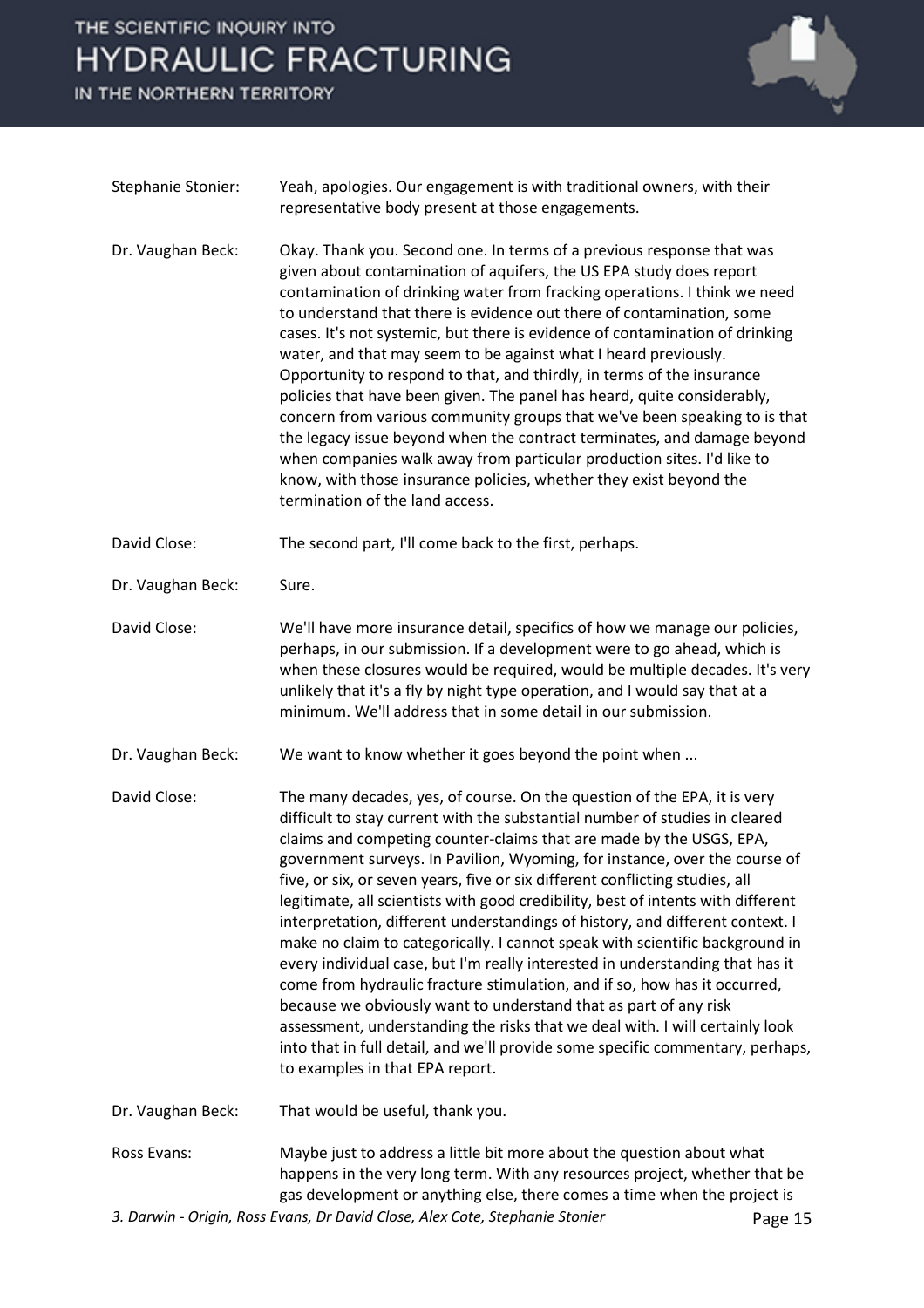Stephanie Stonier: Yeah, apologies. Our engagement is with traditional owners, with their representative body present at those engagements.

Dr. Vaughan Beck: Okay. Thank you. Second one. In terms of a previous response that was given about contamination of aquifers, the US EPA study does report contamination of drinking water from fracking operations. I think we need to understand that there is evidence out there of contamination, some cases. It's not systemic, but there is evidence of contamination of drinking water, and that may seem to be against what I heard previously. Opportunity to respond to that, and thirdly, in terms of the insurance policies that have been given. The panel has heard, quite considerably, concern from various community groups that we've been speaking to is that the legacy issue beyond when the contract terminates, and damage beyond when companies walk away from particular production sites. I'd like to know, with those insurance policies, whether they exist beyond the termination of the land access.

David Close: The second part, I'll come back to the first, perhaps.

Dr. Vaughan Beck: Sure.

David Close: We'll have more insurance detail, specifics of how we manage our policies, perhaps, in our submission. If a development were to go ahead, which is when these closures would be required, would be multiple decades. It's very unlikely that it's a fly by night type operation, and I would say that at a minimum. We'll address that in some detail in our submission.

Dr. Vaughan Beck: We want to know whether it goes beyond the point when ...

David Close: The many decades, yes, of course. On the question of the EPA, it is very difficult to stay current with the substantial number of studies in cleared claims and competing counter-claims that are made by the USGS, EPA, government surveys. In Pavilion, Wyoming, for instance, over the course of five, or six, or seven years, five or six different conflicting studies, all legitimate, all scientists with good credibility, best of intents with different interpretation, different understandings of history, and different context. I make no claim to categorically. I cannot speak with scientific background in every individual case, but I'm really interested in understanding that has it come from hydraulic fracture stimulation, and if so, how has it occurred, because we obviously want to understand that as part of any risk assessment, understanding the risks that we deal with. I will certainly look into that in full detail, and we'll provide some specific commentary, perhaps, to examples in that EPA report.

Dr. Vaughan Beck: That would be useful, thank you.

Ross Evans: Maybe just to address a little bit more about the question about what happens in the very long term. With any resources project, whether that be gas development or anything else, there comes a time when the project is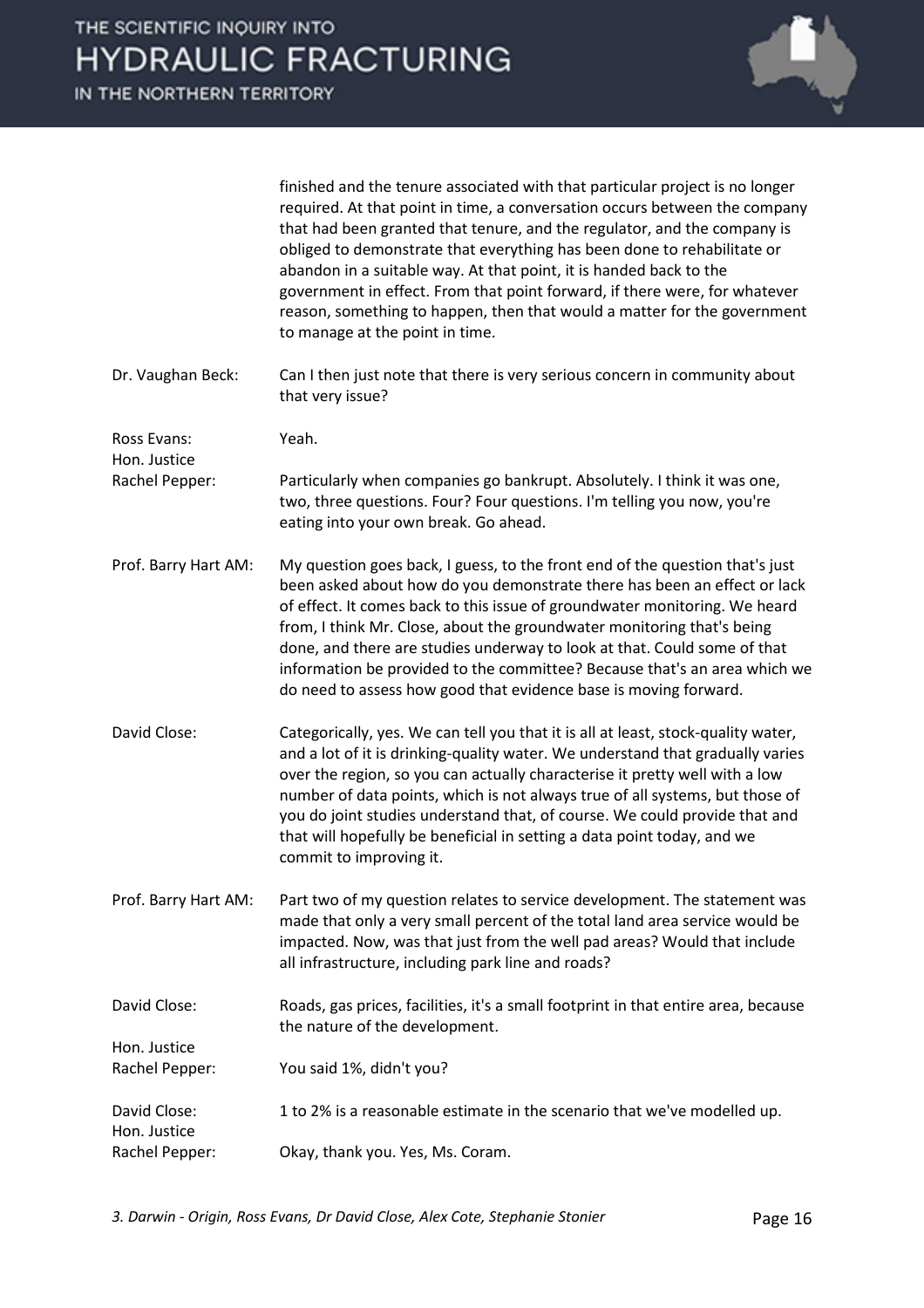finished and the tenure associated with that particular project is no longer required. At that point in time, a conversation occurs between the company that had been granted that tenure, and the regulator, and the company is obliged to demonstrate that everything has been done to rehabilitate or abandon in a suitable way. At that point, it is handed back to the government in effect. From that point forward, if there were, for whatever reason, something to happen, then that would a matter for the government to manage at the point in time.

**Dr. Vaughan Beck:** Can I then just note that there is very serious concern in community about that very issue?

**Ross Evans:** Yeah.

**Hon. Justice Rachel Pepper:** Particularly when companies go bankrupt. Absolutely. I think it was one, two, three questions. Four? Four questions. I'm telling you now, you're eating into your own break. Go ahead.

**Prof. Barry Hart AM:** My question goes back, I guess, to the front end of the question that's just been asked about how do you demonstrate there has been an effect or lack of effect. It comes back to this issue of groundwater monitoring. We heard from, I think Mr. Close, about the groundwater monitoring that's being done, and there are studies underway to look at that. Could some of that information be provided to the committee? Because that's an area which we do need to assess how good that evidence base is moving forward.

**David Close:** Categorically, yes. We can tell you that it is all at least, stock-quality water, and a lot of it is drinking-quality water. We understand that gradually varies over the region, so you can actually characterise it pretty well with a low number of data points, which is not always true of all systems, but those of you do joint studies understand that, of course. We could provide that and that will hopefully be beneficial in setting a data point today, and we commit to improving it.

**Prof. Barry Hart AM:** Part two of my question relates to service development. The statement was made that only a very small percent of the total land area service would be impacted. Now, was that just from the well pad areas? Would that include all infrastructure, including park line and roads?

**David Close:** Roads, gas prices, facilities, it's a small footprint in that entire area, because the nature of the development.

**Hon. Justice Rachel Pepper:** You said 1%, didn't you?

**David Close:** 1 to 2% is a reasonable estimate in the scenario that we've modelled up.

**Hon. Justice Rachel Pepper:** Okay, thank you. Yes, Ms. Coram.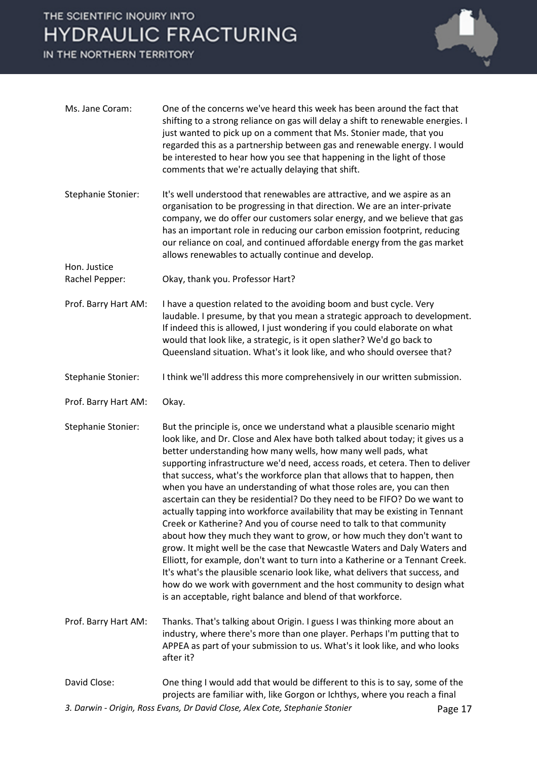Ms. Jane Coram: One of the concerns we've heard this week has been around the fact that shifting to a strong reliance on gas will delay a shift to renewable energies. I just wanted to pick up on a comment that Ms. Stonier made, that you regarded this as a partnership between gas and renewable energy. I would be interested to hear how you see that happening in the light of those comments that we're actually delaying that shift.

Stephanie Stonier: It's well understood that renewables are attractive, and we aspire as an organisation to be progressing in that direction. We are an inter-private company, we do offer our customers solar energy, and we believe that gas has an important role in reducing our carbon emission footprint, reducing our reliance on coal, and continued affordable energy from the gas market allows renewables to actually continue and develop.

Hon. Justice Rachel Pepper: Okay, thank you. Professor Hart?

Prof. Barry Hart AM: I have a question related to the avoiding boom and bust cycle. Very laudable. I presume, by that you mean a strategic approach to development. If indeed this is allowed, I just wondering if you could elaborate on what would that look like, a strategic, is it open slather? We'd go back to Queensland situation. What's it look like, and who should oversee that?

Stephanie Stonier: I think we'll address this more comprehensively in our written submission.

Prof. Barry Hart AM: Okay.

Stephanie Stonier: But the principle is, once we understand what a plausible scenario might look like, and Dr. Close and Alex have both talked about today; it gives us a better understanding how many wells, how many well pads, what supporting infrastructure we'd need, access roads, et cetera. Then to deliver that success, what's the workforce plan that allows that to happen, then when you have an understanding of what those roles are, you can then ascertain can they be residential? Do they need to be FIFO? Do we want to actually tapping into workforce availability that may be existing in Tennant Creek or Katherine? And you of course need to talk to that community about how they much they want to grow, or how much they don't want to grow. It might well be the case that Newcastle Waters and Daly Waters and Elliott, for example, don't want to turn into a Katherine or a Tennant Creek. It's what's the plausible scenario look like, what delivers that success, and how do we work with government and the host community to design what is an acceptable, right balance and blend of that workforce.

Prof. Barry Hart AM: Thanks. That's talking about Origin. I guess I was thinking more about an industry, where there's more than one player. Perhaps I'm putting that to APPEA as part of your submission to us. What's it look like, and who looks after it?

David Close: One thing I would add that would be different to this is to say, some of the projects are familiar with, like Gorgon or Ichthys, where you reach a final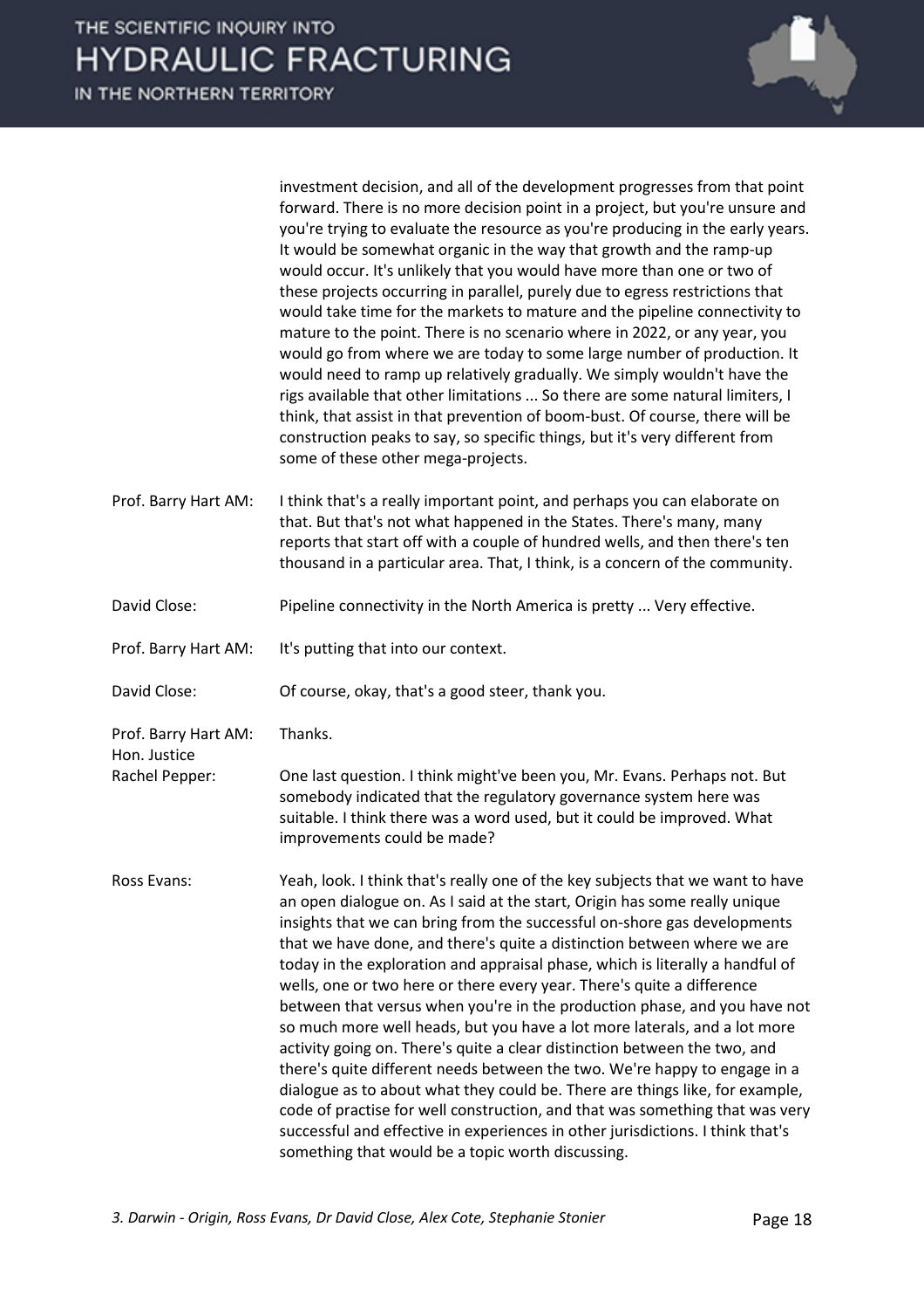investment decision, and all of the development progresses from that point forward. There is no more decision point in a project, but you're unsure and you're trying to evaluate the resource as you're producing in the early years. It would be somewhat organic in the way that growth and the ramp-up would occur. It's unlikely that you would have more than one or two of these projects occurring in parallel, purely due to egress restrictions that would take time for the markets to mature and the pipeline connectivity to mature to the point. There is no scenario where in 2022, or any year, you would go from where we are today to some large number of production. It would need to ramp up relatively gradually. We simply wouldn't have the rigs available that other limitations ... So there are some natural limiters, I think, that assist in that prevention of boom-bust. Of course, there will be construction peaks to say, so specific things, but it's very different from some of these other mega-projects.

**Prof. Barry Hart AM:** I think that's a really important point, and perhaps you can elaborate on that. But that's not what happened in the States. There's many, many reports that start off with a couple of hundred wells, and then there's ten thousand in a particular area. That, I think, is a concern of the community.

**David Close:** Pipeline connectivity in the North America is pretty ... Very effective.

**Prof. Barry Hart AM:** It's putting that into our context.

**David Close:** Of course, okay, that's a good steer, thank you.

**Prof. Barry Hart AM:** Thanks.

**Hon. Justice Rachel Pepper:** One last question. I think might've been you, Mr. Evans. Perhaps not. But somebody indicated that the regulatory governance system here was suitable. I think there was a word used, but it could be improved. What improvements could be made?

**Ross Evans:** Yeah, look. I think that's really one of the key subjects that we want to have an open dialogue on. As I said at the start, Origin has some really unique insights that we can bring from the successful on-shore gas developments that we have done, and there's quite a distinction between where we are today in the exploration and appraisal phase, which is literally a handful of wells, one or two here or there every year. There's quite a difference between that versus when you're in the production phase, and you have not so much more well heads, but you have a lot more laterals, and a lot more activity going on. There's quite a clear distinction between the two, and there's quite different needs between the two. We're happy to engage in a dialogue as to about what they could be. There are things like, for example, code of practise for well construction, and that was something that was very successful and effective in experiences in other jurisdictions. I think that's something that would be a topic worth discussing.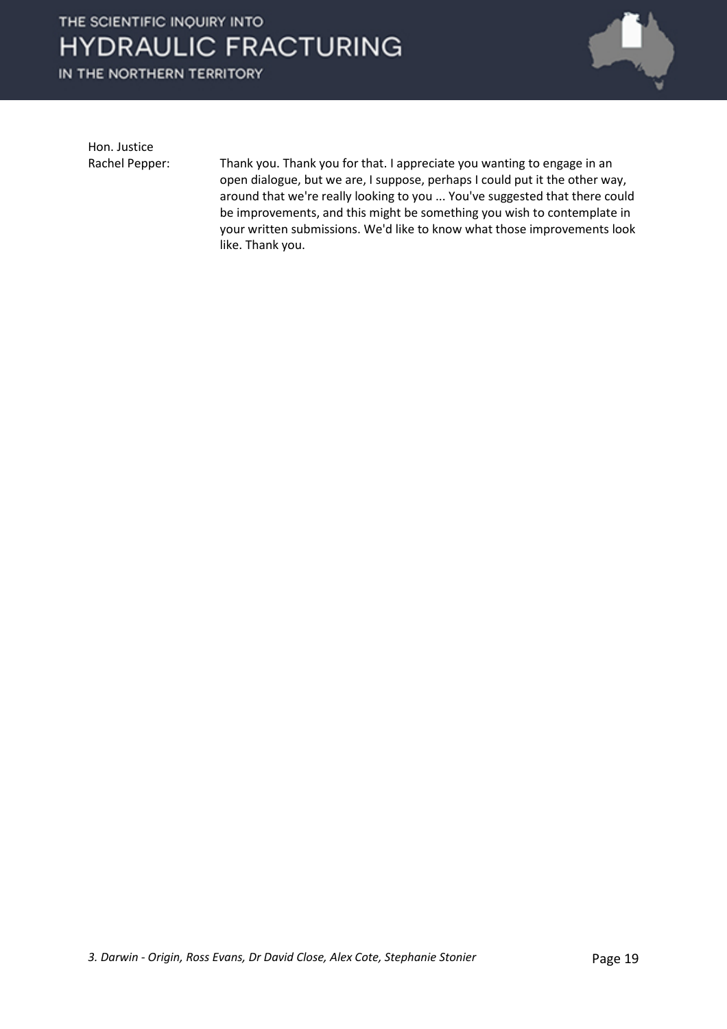Hon. Justice Rachel Pepper: Thank you. Thank you for that. I appreciate you wanting to engage in an open dialogue, but we are, I suppose, perhaps I could put it the other way, around that we're really looking to you ... You've suggested that there could be improvements, and this might be something you wish to contemplate in your written submissions. We'd like to know what those improvements look like. Thank you.